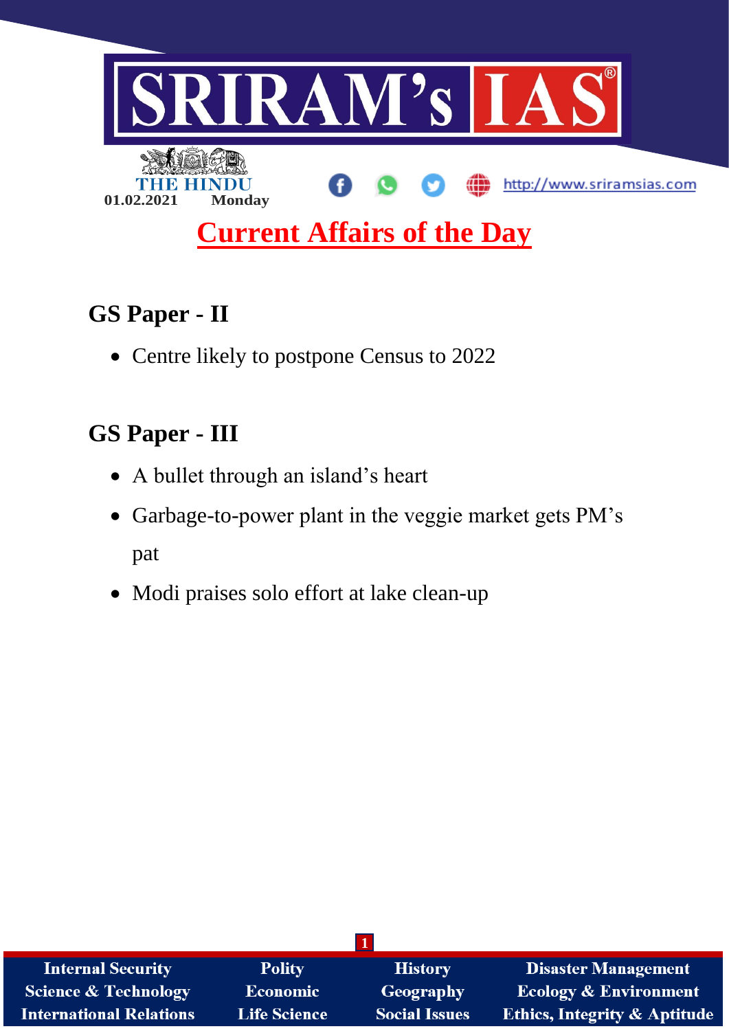# SRIRAM's IAS

THE HINDU

01.02.2021 Monday

http://www.sriramsias.com

## Current Affairs of the Day

## GS Paper - II

- Centre likely to postpone Census to 2022

## GS Paper - III

- A bullet through an island's heart
- Garbage-to-power plant in the veggie market gets PM's pat
- Modi praises solo effort at lake clean-up

| Internal Security | Polity | History | Disaster Management |
|---|---|---|---|
| Science & Technology | Economic | Geography | Ecology & Environment |
| International Relations | Life Science | Social Issues | Ethics, Integrity & Aptitude |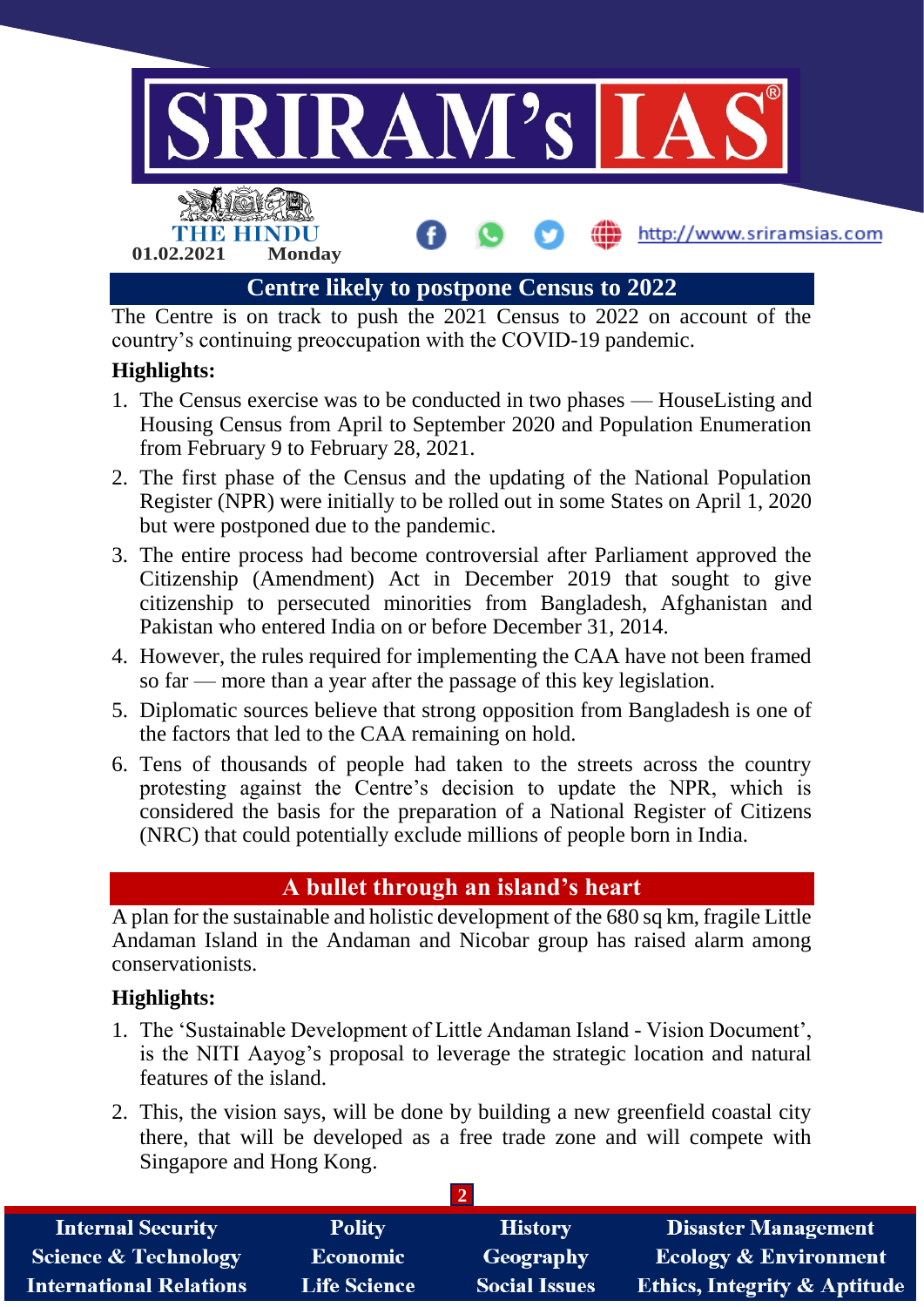## Centre likely to postpone Census to 2022

The Centre is on track to push the 2021 Census to 2022 on account of the country's continuing preoccupation with the COVID-19 pandemic.

**Highlights:**

1. The Census exercise was to be conducted in two phases — HouseListing and Housing Census from April to September 2020 and Population Enumeration from February 9 to February 28, 2021.
2. The first phase of the Census and the updating of the National Population Register (NPR) were initially to be rolled out in some States on April 1, 2020 but were postponed due to the pandemic.
3. The entire process had become controversial after Parliament approved the Citizenship (Amendment) Act in December 2019 that sought to give citizenship to persecuted minorities from Bangladesh, Afghanistan and Pakistan who entered India on or before December 31, 2014.
4. However, the rules required for implementing the CAA have not been framed so far — more than a year after the passage of this key legislation.
5. Diplomatic sources believe that strong opposition from Bangladesh is one of the factors that led to the CAA remaining on hold.
6. Tens of thousands of people had taken to the streets across the country protesting against the Centre's decision to update the NPR, which is considered the basis for the preparation of a National Register of Citizens (NRC) that could potentially exclude millions of people born in India.

## A bullet through an island's heart

A plan for the sustainable and holistic development of the 680 sq km, fragile Little Andaman Island in the Andaman and Nicobar group has raised alarm among conservationists.

**Highlights:**

1. The 'Sustainable Development of Little Andaman Island - Vision Document', is the NITI Aayog's proposal to leverage the strategic location and natural features of the island.
2. This, the vision says, will be done by building a new greenfield coastal city there, that will be developed as a free trade zone and will compete with Singapore and Hong Kong.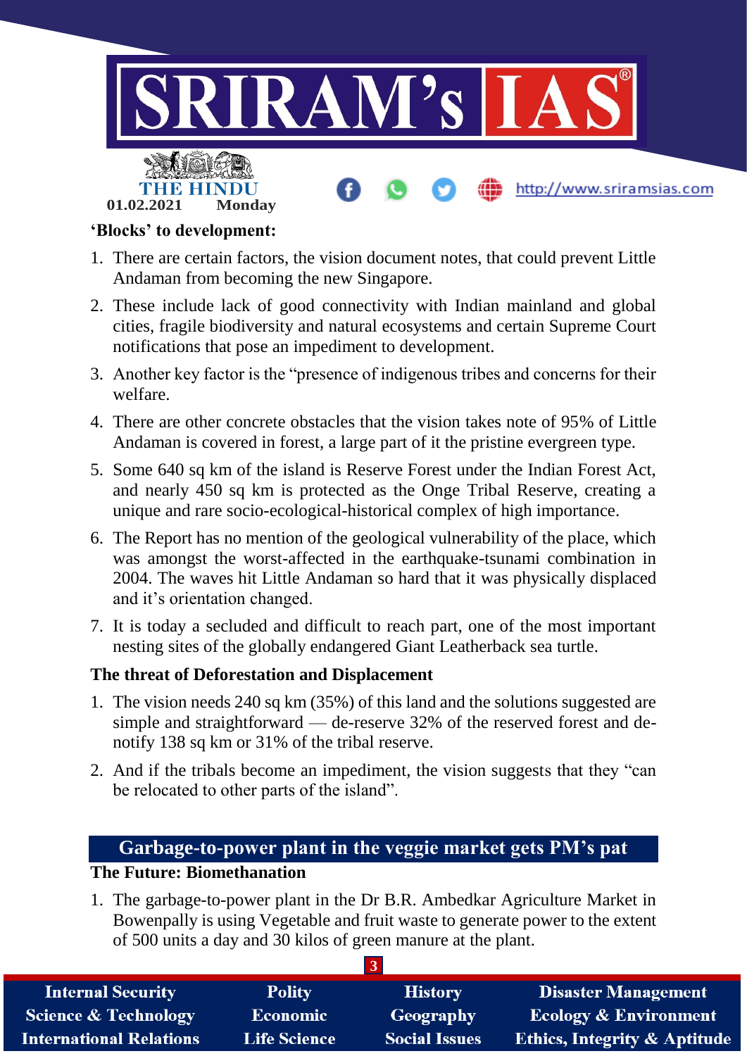**'Blocks' to development:**

1. There are certain factors, the vision document notes, that could prevent Little Andaman from becoming the new Singapore.
2. These include lack of good connectivity with Indian mainland and global cities, fragile biodiversity and natural ecosystems and certain Supreme Court notifications that pose an impediment to development.
3. Another key factor is the "presence of indigenous tribes and concerns for their welfare.
4. There are other concrete obstacles that the vision takes note of 95% of Little Andaman is covered in forest, a large part of it the pristine evergreen type.
5. Some 640 sq km of the island is Reserve Forest under the Indian Forest Act, and nearly 450 sq km is protected as the Onge Tribal Reserve, creating a unique and rare socio-ecological-historical complex of high importance.
6. The Report has no mention of the geological vulnerability of the place, which was amongst the worst-affected in the earthquake-tsunami combination in 2004. The waves hit Little Andaman so hard that it was physically displaced and it's orientation changed.
7. It is today a secluded and difficult to reach part, one of the most important nesting sites of the globally endangered Giant Leatherback sea turtle.

**The threat of Deforestation and Displacement**

1. The vision needs 240 sq km (35%) of this land and the solutions suggested are simple and straightforward — de-reserve 32% of the reserved forest and de-notify 138 sq km or 31% of the tribal reserve.
2. And if the tribals become an impediment, the vision suggests that they "can be relocated to other parts of the island".

## Garbage-to-power plant in the veggie market gets PM's pat

**The Future: Biomethanation**

1. The garbage-to-power plant in the Dr B.R. Ambedkar Agriculture Market in Bowenpally is using Vegetable and fruit waste to generate power to the extent of 500 units a day and 30 kilos of green manure at the plant.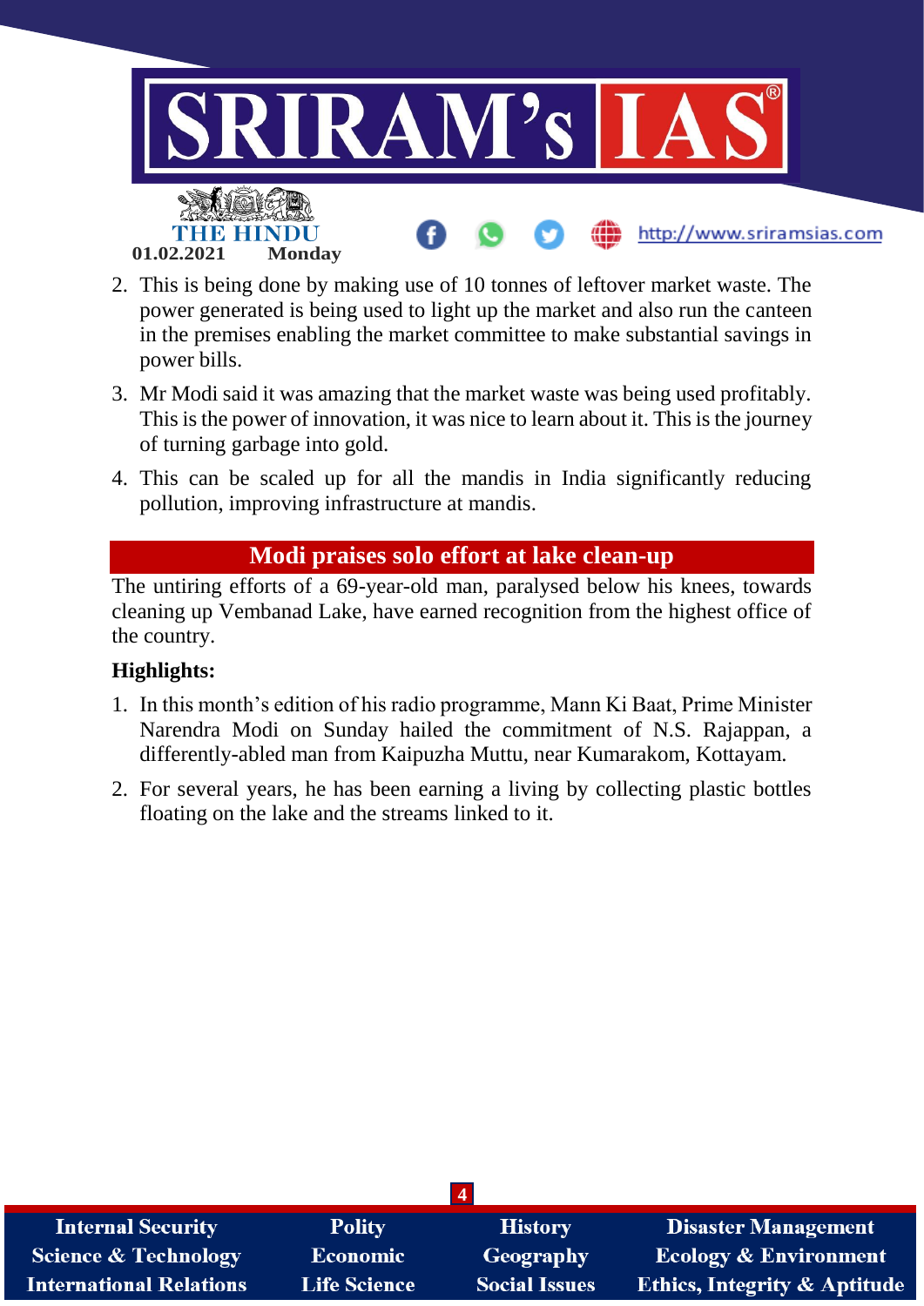2. This is being done by making use of 10 tonnes of leftover market waste. The power generated is being used to light up the market and also run the canteen in the premises enabling the market committee to make substantial savings in power bills.
3. Mr Modi said it was amazing that the market waste was being used profitably. This is the power of innovation, it was nice to learn about it. This is the journey of turning garbage into gold.
4. This can be scaled up for all the mandis in India significantly reducing pollution, improving infrastructure at mandis.

## Modi praises solo effort at lake clean-up

The untiring efforts of a 69-year-old man, paralysed below his knees, towards cleaning up Vembanad Lake, have earned recognition from the highest office of the country.

**Highlights:**

1. In this month's edition of his radio programme, Mann Ki Baat, Prime Minister Narendra Modi on Sunday hailed the commitment of N.S. Rajappan, a differently-abled man from Kaipuzha Muttu, near Kumarakom, Kottayam.
2. For several years, he has been earning a living by collecting plastic bottles floating on the lake and the streams linked to it.